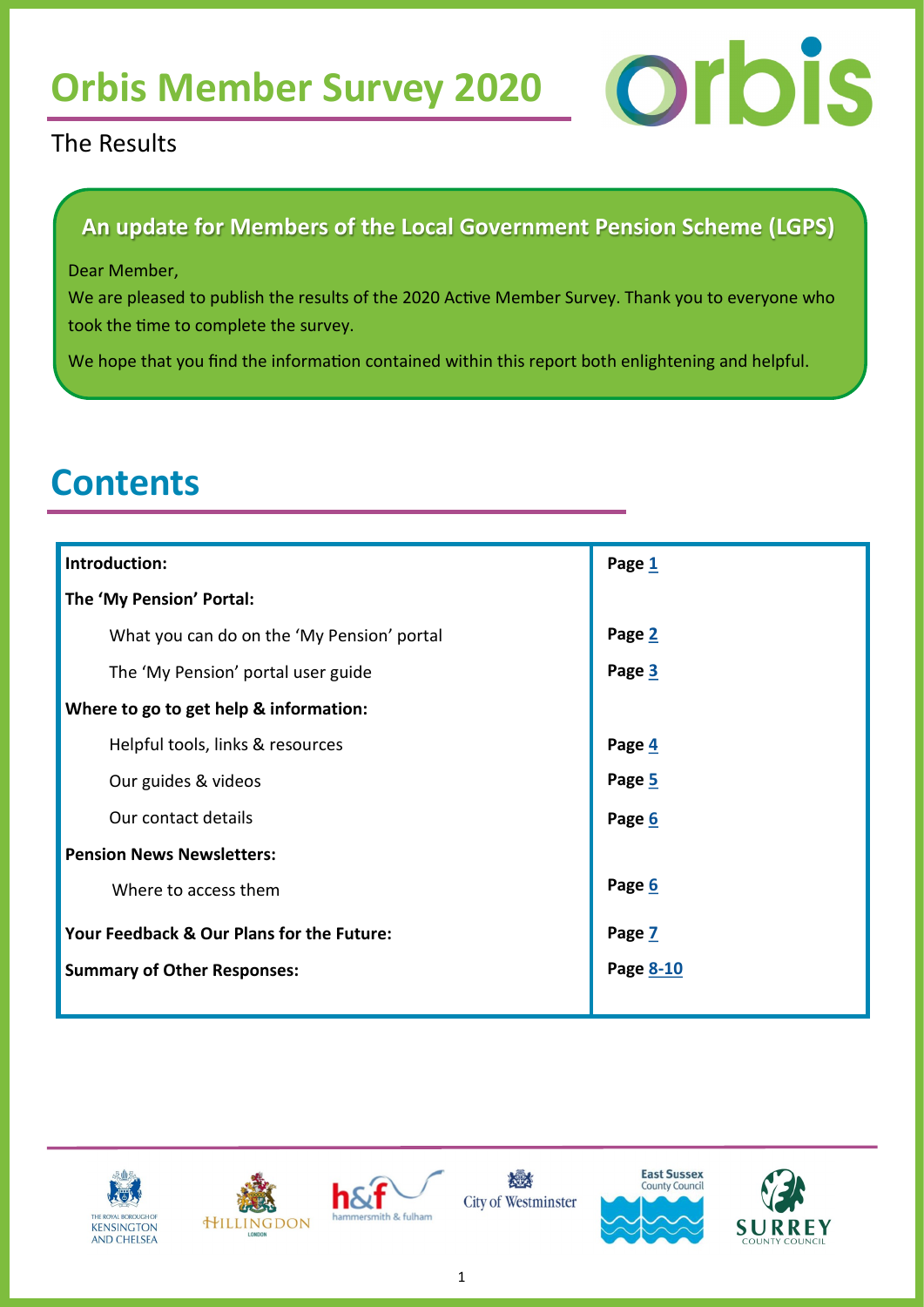# Orbis Member Survey 2020

The Results

## An update for Members of the Local Government Pension Scheme (LGPS)

Dear Member,

We are pleased to publish the results of the 2020 Active Member Survey. Thank you to everyone who took the time to complete the survey.

We hope that you find the information contained within this report both enlightening and helpful.

# Contents

| | |
|---|---|
| **Introduction:** | **Page 1** |
| **The 'My Pension' Portal:** | |
| What you can do on the 'My Pension' portal | **Page 2** |
| The 'My Pension' portal user guide | **Page 3** |
| **Where to go to get help & information:** | |
| Helpful tools, links & resources | **Page 4** |
| Our guides & videos | **Page 5** |
| Our contact details | **Page 6** |
| **Pension News Newsletters:** | |
| Where to access them | **Page 6** |
| **Your Feedback & Our Plans for the Future:** | **Page 7** |
| **Summary of Other Responses:** | **Page 8-10** |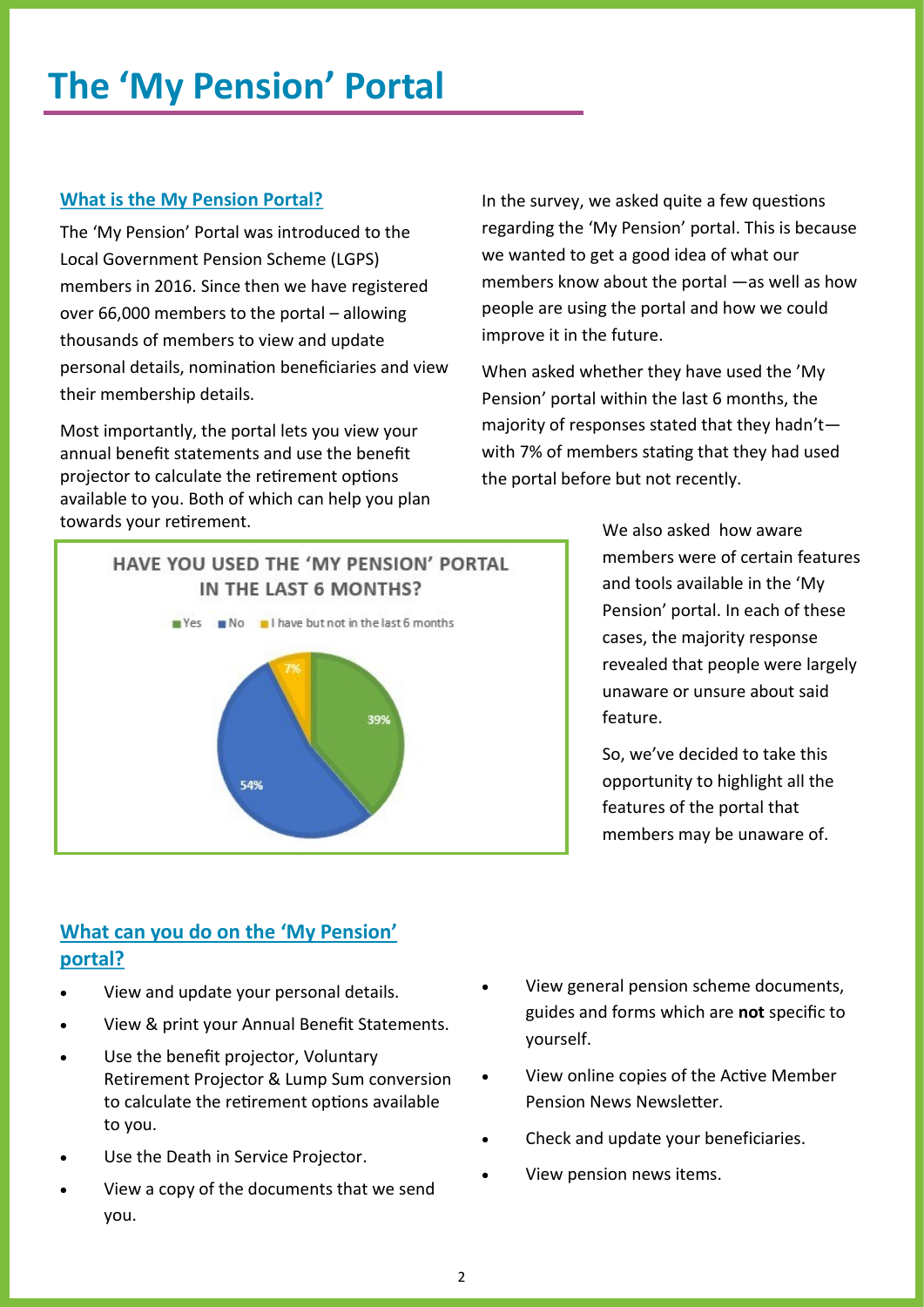# The 'My Pension' Portal

## What is the My Pension Portal?

The 'My Pension' Portal was introduced to the Local Government Pension Scheme (LGPS) members in 2016. Since then we have registered over 66,000 members to the portal – allowing thousands of members to view and update personal details, nomination beneficiaries and view their membership details.

Most importantly, the portal lets you view your annual benefit statements and use the benefit projector to calculate the retirement options available to you. Both of which can help you plan towards your retirement.

**HAVE YOU USED THE 'MY PENSION' PORTAL IN THE LAST 6 MONTHS?**

| Response | Percentage |
|---|---|
| Yes | 39% |
| No | 54% |
| I have but not in the last 6 months | 7% |

In the survey, we asked quite a few questions regarding the 'My Pension' portal. This is because we wanted to get a good idea of what our members know about the portal —as well as how people are using the portal and how we could improve it in the future.

When asked whether they have used the 'My Pension' portal within the last 6 months, the majority of responses stated that they hadn't—with 7% of members stating that they had used the portal before but not recently.

We also asked how aware members were of certain features and tools available in the 'My Pension' portal. In each of these cases, the majority response revealed that people were largely unaware or unsure about said feature.

So, we've decided to take this opportunity to highlight all the features of the portal that members may be unaware of.

## What can you do on the 'My Pension' portal?

- View and update your personal details.
- View & print your Annual Benefit Statements.
- Use the benefit projector, Voluntary Retirement Projector & Lump Sum conversion to calculate the retirement options available to you.
- Use the Death in Service Projector.
- View a copy of the documents that we send you.
- View general pension scheme documents, guides and forms which are **not** specific to yourself.
- View online copies of the Active Member Pension News Newsletter.
- Check and update your beneficiaries.
- View pension news items.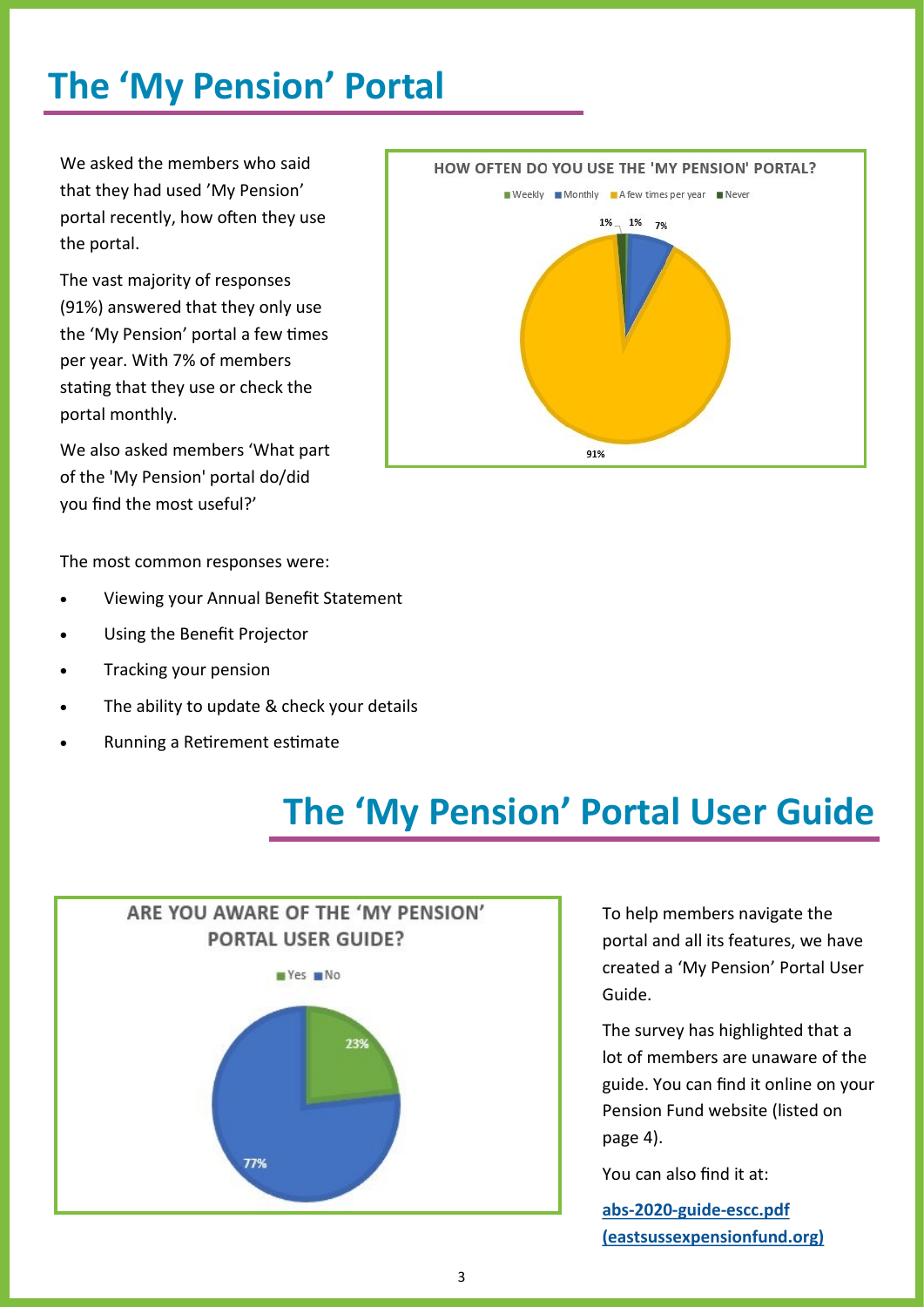# The ‘My Pension’ Portal

We asked the members who said that they had used ’My Pension’ portal recently, how often they use the portal.

The vast majority of responses (91%) answered that they only use the ‘My Pension’ portal a few times per year. With 7% of members stating that they use or check the portal monthly.

We also asked members ‘What part of the 'My Pension' portal do/did you find the most useful?’

**HOW OFTEN DO YOU USE THE 'MY PENSION' PORTAL?**

| Response | Percentage |
| --- | --- |
| Weekly | 1% |
| Monthly | 7% |
| A few times per year | 91% |
| Never | 1% |

The most common responses were:

- Viewing your Annual Benefit Statement
- Using the Benefit Projector
- Tracking your pension
- The ability to update & check your details
- Running a Retirement estimate

# The ‘My Pension’ Portal User Guide

**ARE YOU AWARE OF THE ‘MY PENSION’ PORTAL USER GUIDE?**

| Response | Percentage |
| --- | --- |
| Yes | 23% |
| No | 77% |

To help members navigate the portal and all its features, we have created a ‘My Pension’ Portal User Guide.

The survey has highlighted that a lot of members are unaware of the guide. You can find it online on your Pension Fund website (listed on page 4).

You can also find it at:

**abs-2020-guide-escc.pdf (eastsussexpensionfund.org)**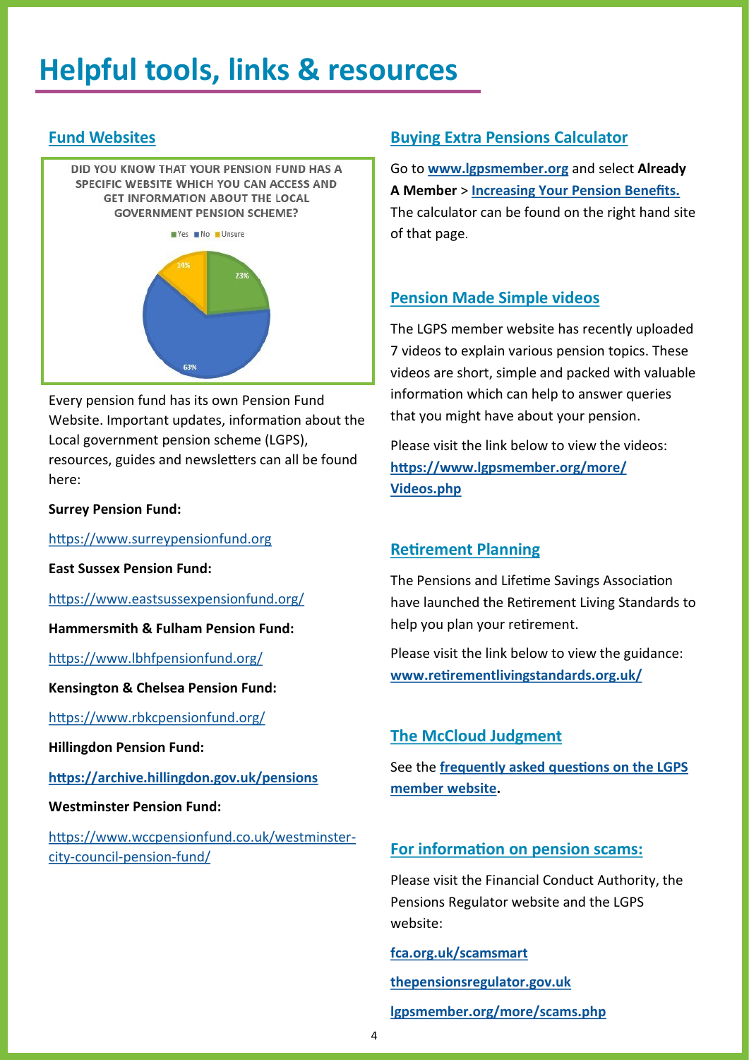# Helpful tools, links & resources

## Fund Websites

DID YOU KNOW THAT YOUR PENSION FUND HAS A SPECIFIC WEBSITE WHICH YOU CAN ACCESS AND GET INFORMATION ABOUT THE LOCAL GOVERNMENT PENSION SCHEME?

Yes 23% · No 63% · Unsure 14%

Every pension fund has its own Pension Fund Website. Important updates, information about the Local government pension scheme (LGPS), resources, guides and newsletters can all be found here:

**Surrey Pension Fund:**

https://www.surreypensionfund.org

**East Sussex Pension Fund:**

https://www.eastsussexpensionfund.org/

**Hammersmith & Fulham Pension Fund:**

https://www.lbhfpensionfund.org/

**Kensington & Chelsea Pension Fund:**

https://www.rbkcpensionfund.org/

**Hillingdon Pension Fund:**

**https://archive.hillingdon.gov.uk/pensions**

**Westminster Pension Fund:**

https://www.wccpensionfund.co.uk/westminster-city-council-pension-fund/

## Buying Extra Pensions Calculator

Go to **www.lgpsmember.org** and select **Already A Member** > **Increasing Your Pension Benefits.** The calculator can be found on the right hand site of that page.

## Pension Made Simple videos

The LGPS member website has recently uploaded 7 videos to explain various pension topics. These videos are short, simple and packed with valuable information which can help to answer queries that you might have about your pension.

Please visit the link below to view the videos: **https://www.lgpsmember.org/more/Videos.php**

## Retirement Planning

The Pensions and Lifetime Savings Association have launched the Retirement Living Standards to help you plan your retirement.

Please visit the link below to view the guidance: **www.retirementlivingstandards.org.uk/**

## The McCloud Judgment

See the **frequently asked questions on the LGPS member website.**

## For information on pension scams:

Please visit the Financial Conduct Authority, the Pensions Regulator website and the LGPS website:

**fca.org.uk/scamsmart**

**thepensionsregulator.gov.uk**

**lgpsmember.org/more/scams.php**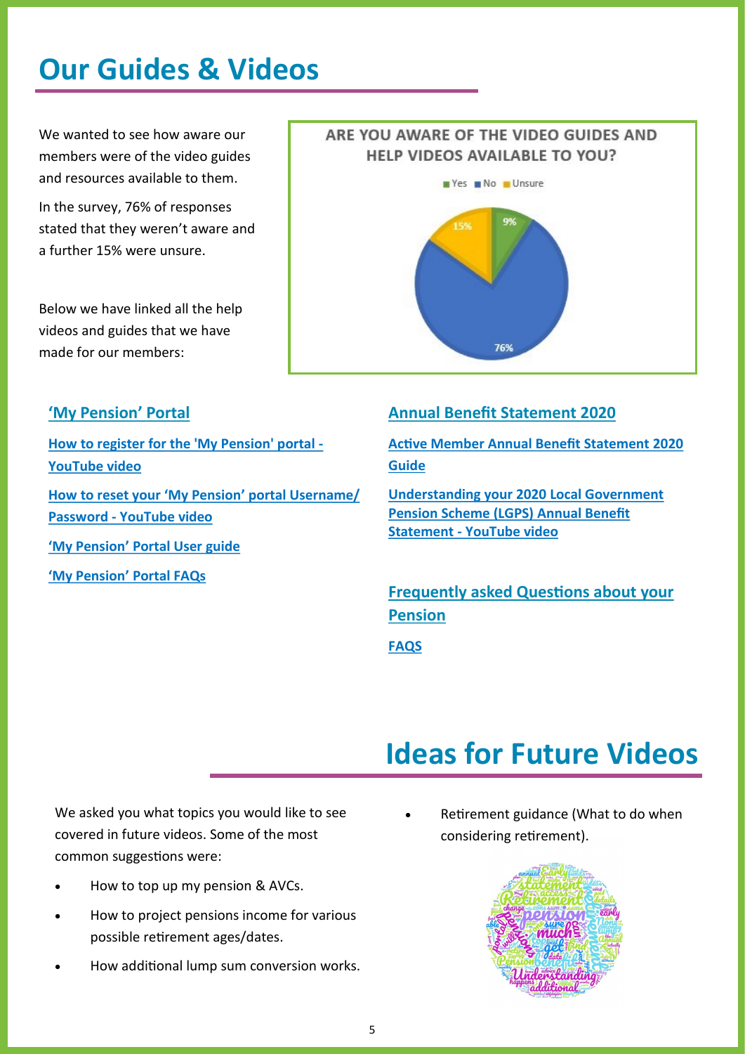# Our Guides & Videos

We wanted to see how aware our members were of the video guides and resources available to them.

In the survey, 76% of responses stated that they weren't aware and a further 15% were unsure.

Below we have linked all the help videos and guides that we have made for our members:

**ARE YOU AWARE OF THE VIDEO GUIDES AND HELP VIDEOS AVAILABLE TO YOU?**

| Response | Percentage |
|---|---|
| Yes | 9% |
| No | 76% |
| Unsure | 15% |

### 'My Pension' Portal

**How to register for the 'My Pension' portal - YouTube video**

**How to reset your 'My Pension' portal Username/ Password - YouTube video**

**'My Pension' Portal User guide**

**'My Pension' Portal FAQs**

### Annual Benefit Statement 2020

**Active Member Annual Benefit Statement 2020 Guide**

**Understanding your 2020 Local Government Pension Scheme (LGPS) Annual Benefit Statement - YouTube video**

### Frequently asked Questions about your Pension

**FAQS**

# Ideas for Future Videos

We asked you what topics you would like to see covered in future videos. Some of the most common suggestions were:

- How to top up my pension & AVCs.
- How to project pensions income for various possible retirement ages/dates.
- How additional lump sum conversion works.
- Retirement guidance (What to do when considering retirement).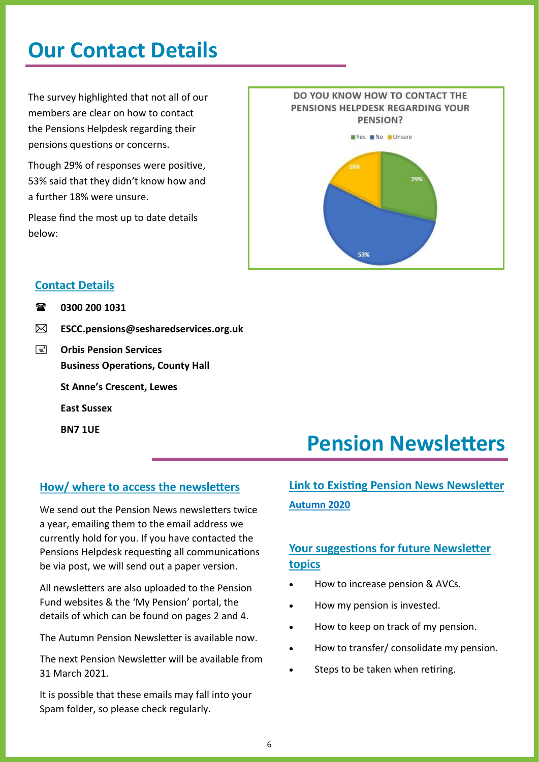# Our Contact Details

The survey highlighted that not all of our members are clear on how to contact the Pensions Helpdesk regarding their pensions questions or concerns.

Though 29% of responses were positive, 53% said that they didn't know how and a further 18% were unsure.

Please find the most up to date details below:

**DO YOU KNOW HOW TO CONTACT THE PENSIONS HELPDESK REGARDING YOUR PENSION?**

| Response | Percentage |
| --- | --- |
| Yes | 29% |
| No | 53% |
| Unsure | 18% |

### Contact Details

☎ **0300 200 1031**

✉ **ESCC.pensions@sesharedservices.org.uk**

**Orbis Pension Services**
**Business Operations, County Hall**
**St Anne's Crescent, Lewes**
**East Sussex**
**BN7 1UE**

# Pension Newsletters

### How/ where to access the newsletters

We send out the Pension News newsletters twice a year, emailing them to the email address we currently hold for you. If you have contacted the Pensions Helpdesk requesting all communications be via post, we will send out a paper version.

All newsletters are also uploaded to the Pension Fund websites & the 'My Pension' portal, the details of which can be found on pages 2 and 4.

The Autumn Pension Newsletter is available now.

The next Pension Newsletter will be available from 31 March 2021.

It is possible that these emails may fall into your Spam folder, so please check regularly.

### Link to Existing Pension News Newsletter

**Autumn 2020**

### Your suggestions for future Newsletter topics

- How to increase pension & AVCs.
- How my pension is invested.
- How to keep on track of my pension.
- How to transfer/ consolidate my pension.
- Steps to be taken when retiring.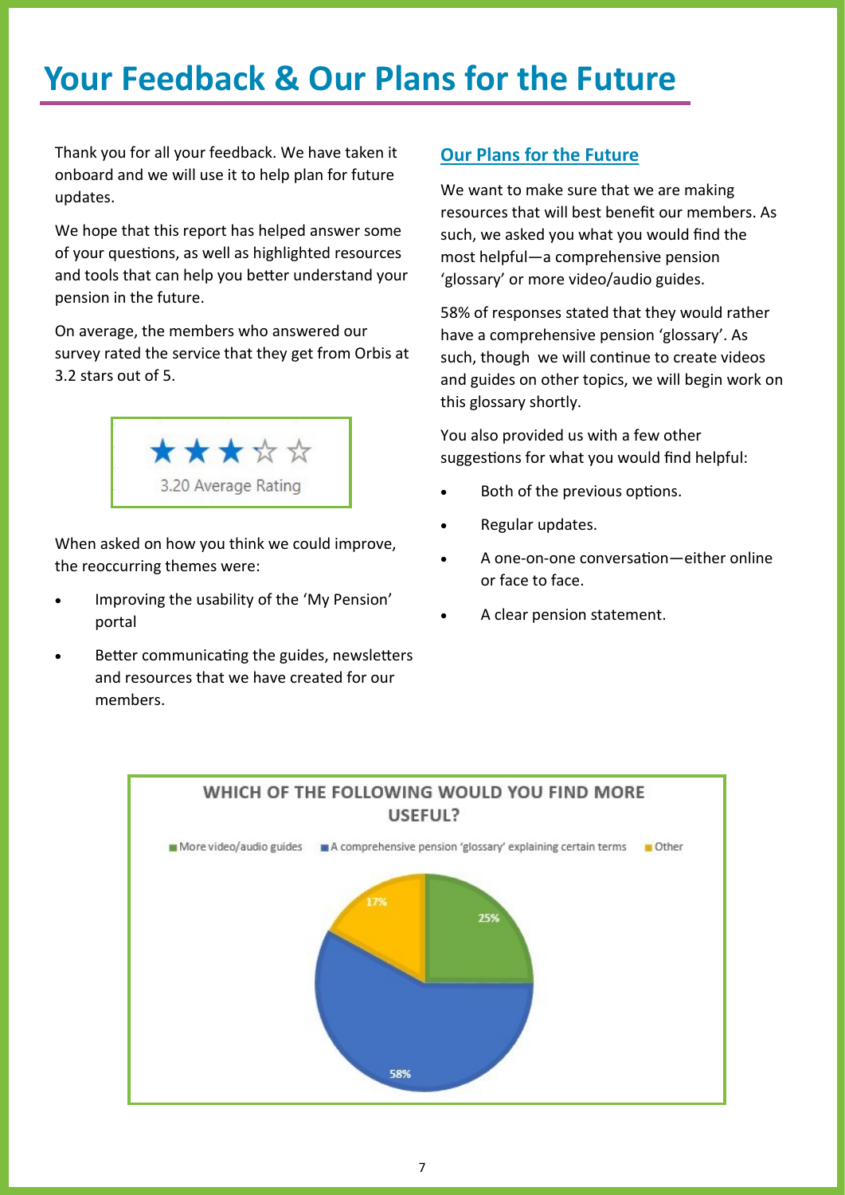# Your Feedback & Our Plans for the Future

Thank you for all your feedback. We have taken it onboard and we will use it to help plan for future updates.

We hope that this report has helped answer some of your questions, as well as highlighted resources and tools that can help you better understand your pension in the future.

On average, the members who answered our survey rated the service that they get from Orbis at 3.2 stars out of 5.

★★★☆☆
3.20 Average Rating

When asked on how you think we could improve, the reoccurring themes were:

- Improving the usability of the 'My Pension' portal
- Better communicating the guides, newsletters and resources that we have created for our members.

## Our Plans for the Future

We want to make sure that we are making resources that will best benefit our members. As such, we asked you what you would find the most helpful—a comprehensive pension 'glossary' or more video/audio guides.

58% of responses stated that they would rather have a comprehensive pension 'glossary'. As such, though we will continue to create videos and guides on other topics, we will begin work on this glossary shortly.

You also provided us with a few other suggestions for what you would find helpful:

- Both of the previous options.
- Regular updates.
- A one-on-one conversation—either online or face to face.
- A clear pension statement.

**WHICH OF THE FOLLOWING WOULD YOU FIND MORE USEFUL?**

| Option | Percentage |
|---|---|
| More video/audio guides | 25% |
| A comprehensive pension 'glossary' explaining certain terms | 58% |
| Other | 17% |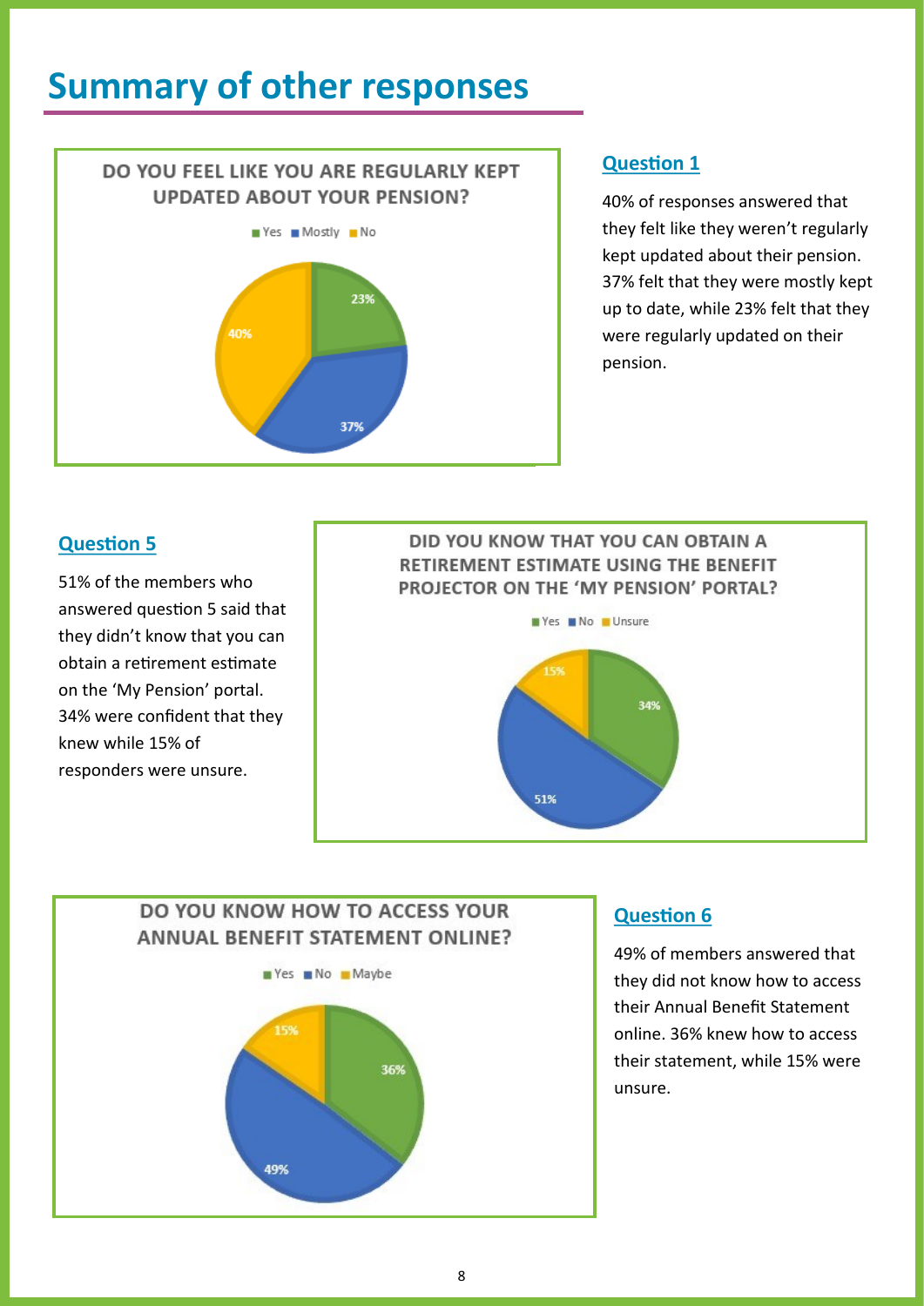# Summary of other responses

**DO YOU FEEL LIKE YOU ARE REGULARLY KEPT UPDATED ABOUT YOUR PENSION?**

| Response | Percentage |
| --- | --- |
| Yes | 23% |
| Mostly | 37% |
| No | 40% |

## Question 1

40% of responses answered that they felt like they weren't regularly kept updated about their pension. 37% felt that they were mostly kept up to date, while 23% felt that they were regularly updated on their pension.

## Question 5

51% of the members who answered question 5 said that they didn't know that you can obtain a retirement estimate on the 'My Pension' portal. 34% were confident that they knew while 15% of responders were unsure.

**DID YOU KNOW THAT YOU CAN OBTAIN A RETIREMENT ESTIMATE USING THE BENEFIT PROJECTOR ON THE 'MY PENSION' PORTAL?**

| Response | Percentage |
| --- | --- |
| Yes | 34% |
| No | 51% |
| Unsure | 15% |

**DO YOU KNOW HOW TO ACCESS YOUR ANNUAL BENEFIT STATEMENT ONLINE?**

| Response | Percentage |
| --- | --- |
| Yes | 36% |
| No | 49% |
| Maybe | 15% |

## Question 6

49% of members answered that they did not know how to access their Annual Benefit Statement online. 36% knew how to access their statement, while 15% were unsure.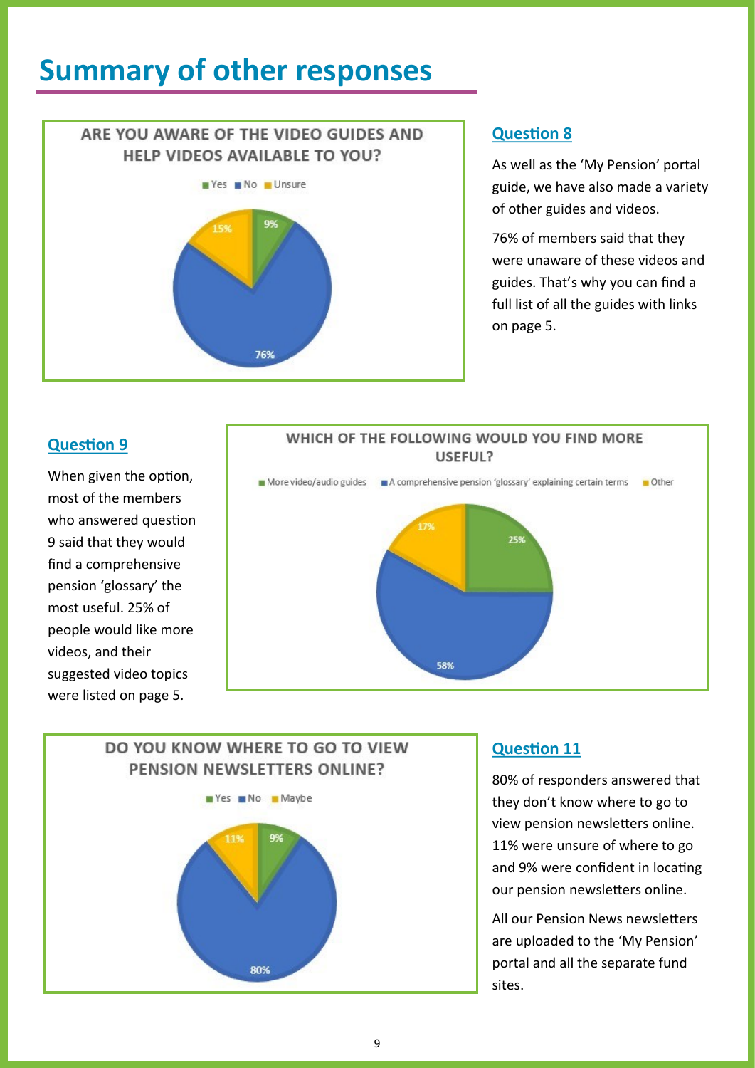# Summary of other responses

**ARE YOU AWARE OF THE VIDEO GUIDES AND HELP VIDEOS AVAILABLE TO YOU?**

Yes: 9% | No: 76% | Unsure: 15%

## Question 8

As well as the 'My Pension' portal guide, we have also made a variety of other guides and videos.

76% of members said that they were unaware of these videos and guides. That's why you can find a full list of all the guides with links on page 5.

## Question 9

When given the option, most of the members who answered question 9 said that they would find a comprehensive pension 'glossary' the most useful. 25% of people would like more videos, and their suggested video topics were listed on page 5.

**WHICH OF THE FOLLOWING WOULD YOU FIND MORE USEFUL?**

More video/audio guides: 25% | A comprehensive pension 'glossary' explaining certain terms: 58% | Other: 17%

**DO YOU KNOW WHERE TO GO TO VIEW PENSION NEWSLETTERS ONLINE?**

Yes: 9% | No: 80% | Maybe: 11%

## Question 11

80% of responders answered that they don't know where to go to view pension newsletters online. 11% were unsure of where to go and 9% were confident in locating our pension newsletters online.

All our Pension News newsletters are uploaded to the 'My Pension' portal and all the separate fund sites.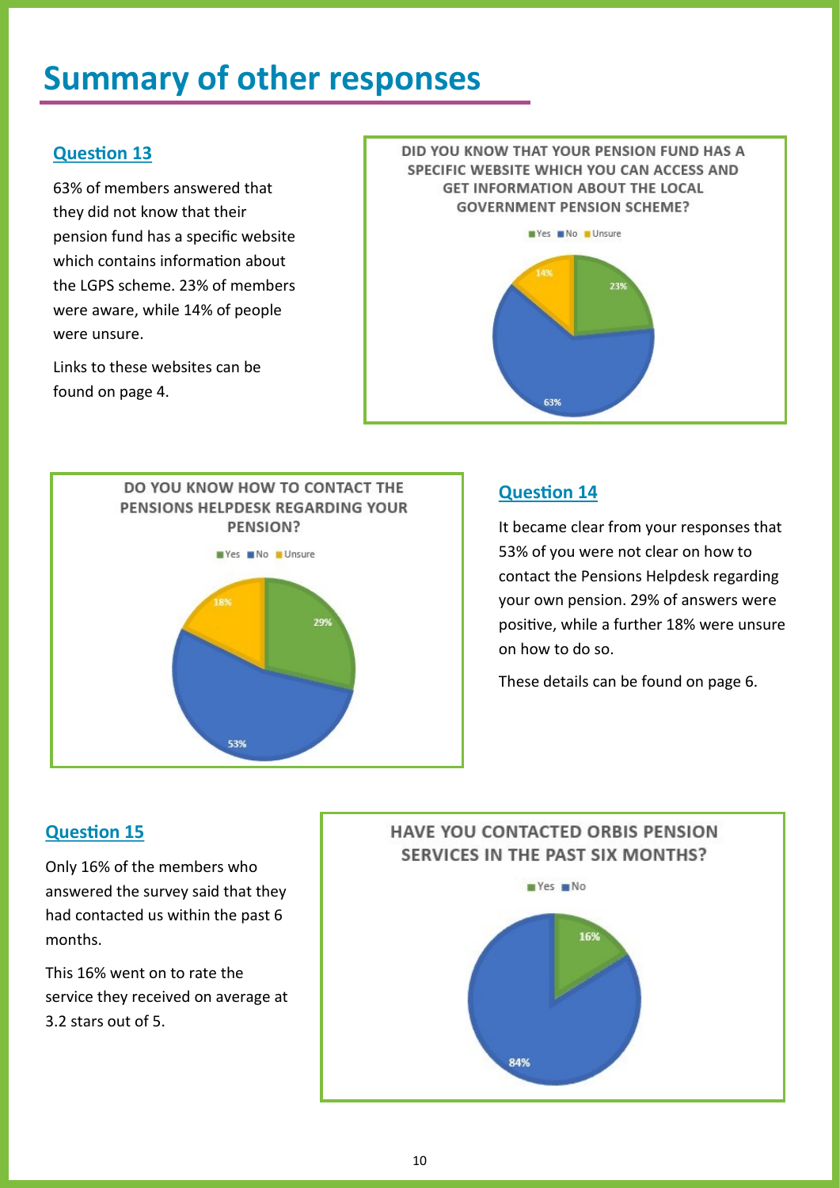# Summary of other responses

## Question 13

63% of members answered that they did not know that their pension fund has a specific website which contains information about the LGPS scheme. 23% of members were aware, while 14% of people were unsure.

Links to these websites can be found on page 4.

DID YOU KNOW THAT YOUR PENSION FUND HAS A SPECIFIC WEBSITE WHICH YOU CAN ACCESS AND GET INFORMATION ABOUT THE LOCAL GOVERNMENT PENSION SCHEME?

Yes No Unsure

14%
23%
63%

DO YOU KNOW HOW TO CONTACT THE PENSIONS HELPDESK REGARDING YOUR PENSION?

Yes No Unsure

18%
29%
53%

## Question 14

It became clear from your responses that 53% of you were not clear on how to contact the Pensions Helpdesk regarding your own pension. 29% of answers were positive, while a further 18% were unsure on how to do so.

These details can be found on page 6.

## Question 15

Only 16% of the members who answered the survey said that they had contacted us within the past 6 months.

This 16% went on to rate the service they received on average at 3.2 stars out of 5.

HAVE YOU CONTACTED ORBIS PENSION SERVICES IN THE PAST SIX MONTHS?

Yes No

16%
84%